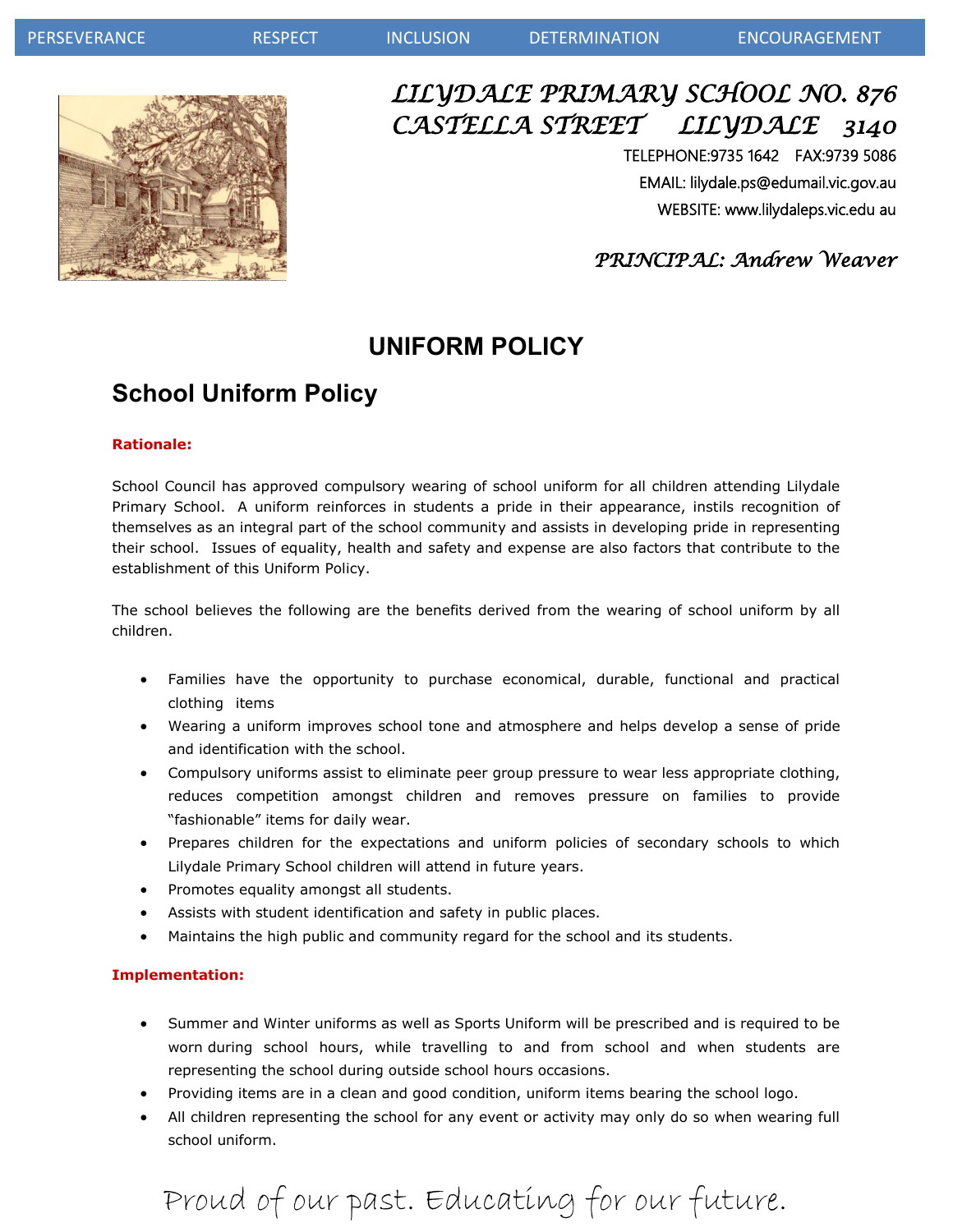PERSEVERANCE RESPECT INCLUSION DETERMINATION ENCOURAGEMENT

*LILYDALE PRIMARY SCHOOL NO. 876*
*CASTELLA STREET LILYDALE 3140*

TELEPHONE:9735 1642 FAX:9739 5086

EMAIL: lilydale.ps@edumail.vic.gov.au

WEBSITE: www.lilydaleps.vic.edu au

*PRINCIPAL: Andrew Weaver*

# UNIFORM POLICY

## School Uniform Policy

**Rationale:**

School Council has approved compulsory wearing of school uniform for all children attending Lilydale Primary School. A uniform reinforces in students a pride in their appearance, instils recognition of themselves as an integral part of the school community and assists in developing pride in representing their school. Issues of equality, health and safety and expense are also factors that contribute to the establishment of this Uniform Policy.

The school believes the following are the benefits derived from the wearing of school uniform by all children.

- Families have the opportunity to purchase economical, durable, functional and practical clothing items
- Wearing a uniform improves school tone and atmosphere and helps develop a sense of pride and identification with the school.
- Compulsory uniforms assist to eliminate peer group pressure to wear less appropriate clothing, reduces competition amongst children and removes pressure on families to provide "fashionable" items for daily wear.
- Prepares children for the expectations and uniform policies of secondary schools to which Lilydale Primary School children will attend in future years.
- Promotes equality amongst all students.
- Assists with student identification and safety in public places.
- Maintains the high public and community regard for the school and its students.

**Implementation:**

- Summer and Winter uniforms as well as Sports Uniform will be prescribed and is required to be worn during school hours, while travelling to and from school and when students are representing the school during outside school hours occasions.
- Providing items are in a clean and good condition, uniform items bearing the school logo.
- All children representing the school for any event or activity may only do so when wearing full school uniform.

*Proud of our past. Educating for our future.*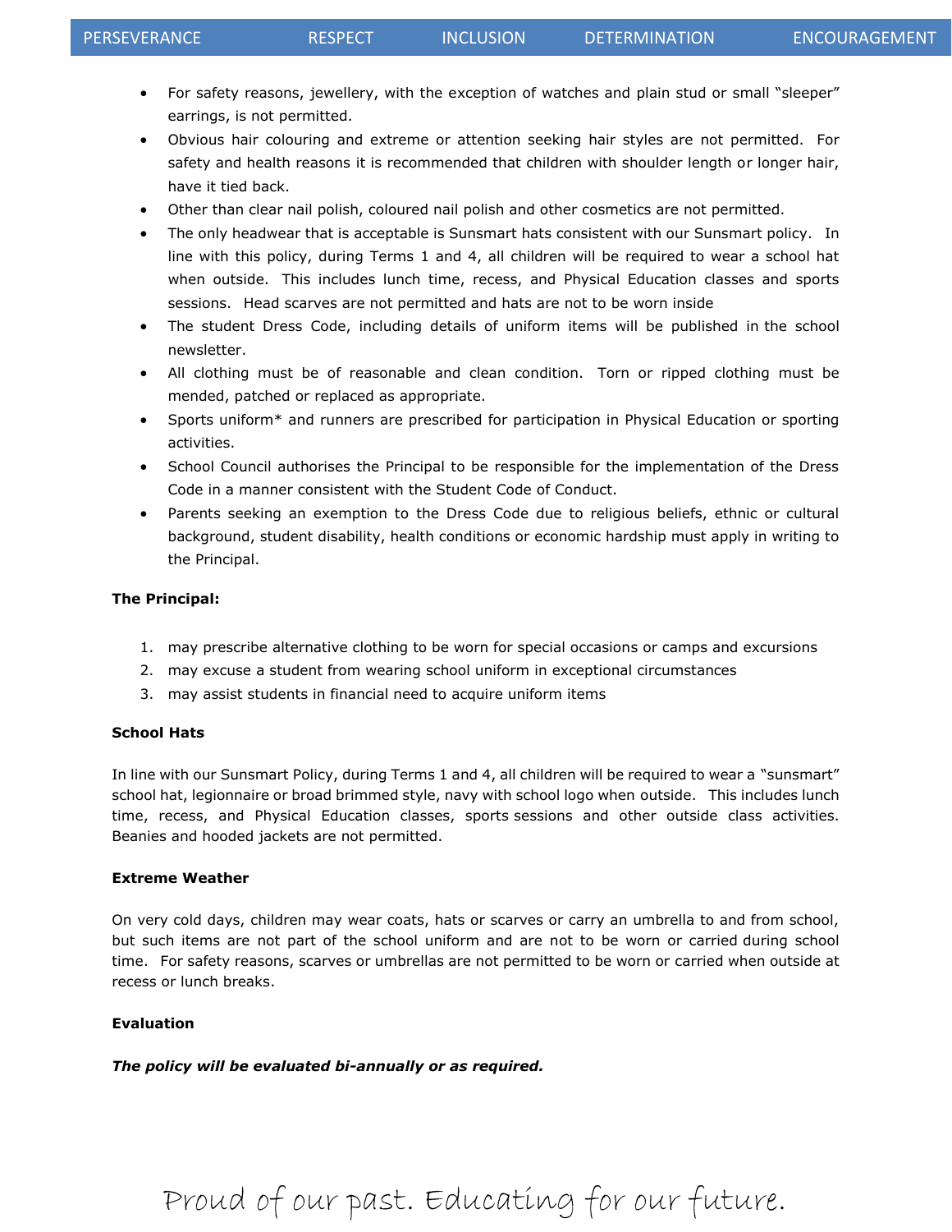- For safety reasons, jewellery, with the exception of watches and plain stud or small "sleeper" earrings, is not permitted.
- Obvious hair colouring and extreme or attention seeking hair styles are not permitted. For safety and health reasons it is recommended that children with shoulder length or longer hair, have it tied back.
- Other than clear nail polish, coloured nail polish and other cosmetics are not permitted.
- The only headwear that is acceptable is Sunsmart hats consistent with our Sunsmart policy. In line with this policy, during Terms 1 and 4, all children will be required to wear a school hat when outside. This includes lunch time, recess, and Physical Education classes and sports sessions. Head scarves are not permitted and hats are not to be worn inside
- The student Dress Code, including details of uniform items will be published in the school newsletter.
- All clothing must be of reasonable and clean condition. Torn or ripped clothing must be mended, patched or replaced as appropriate.
- Sports uniform* and runners are prescribed for participation in Physical Education or sporting activities.
- School Council authorises the Principal to be responsible for the implementation of the Dress Code in a manner consistent with the Student Code of Conduct.
- Parents seeking an exemption to the Dress Code due to religious beliefs, ethnic or cultural background, student disability, health conditions or economic hardship must apply in writing to the Principal.

**The Principal:**

1. may prescribe alternative clothing to be worn for special occasions or camps and excursions
2. may excuse a student from wearing school uniform in exceptional circumstances
3. may assist students in financial need to acquire uniform items

**School Hats**

In line with our Sunsmart Policy, during Terms 1 and 4, all children will be required to wear a "sunsmart" school hat, legionnaire or broad brimmed style, navy with school logo when outside. This includes lunch time, recess, and Physical Education classes, sports sessions and other outside class activities. Beanies and hooded jackets are not permitted.

**Extreme Weather**

On very cold days, children may wear coats, hats or scarves or carry an umbrella to and from school, but such items are not part of the school uniform and are not to be worn or carried during school time. For safety reasons, scarves or umbrellas are not permitted to be worn or carried when outside at recess or lunch breaks.

**Evaluation**

***The policy will be evaluated bi-annually or as required.***